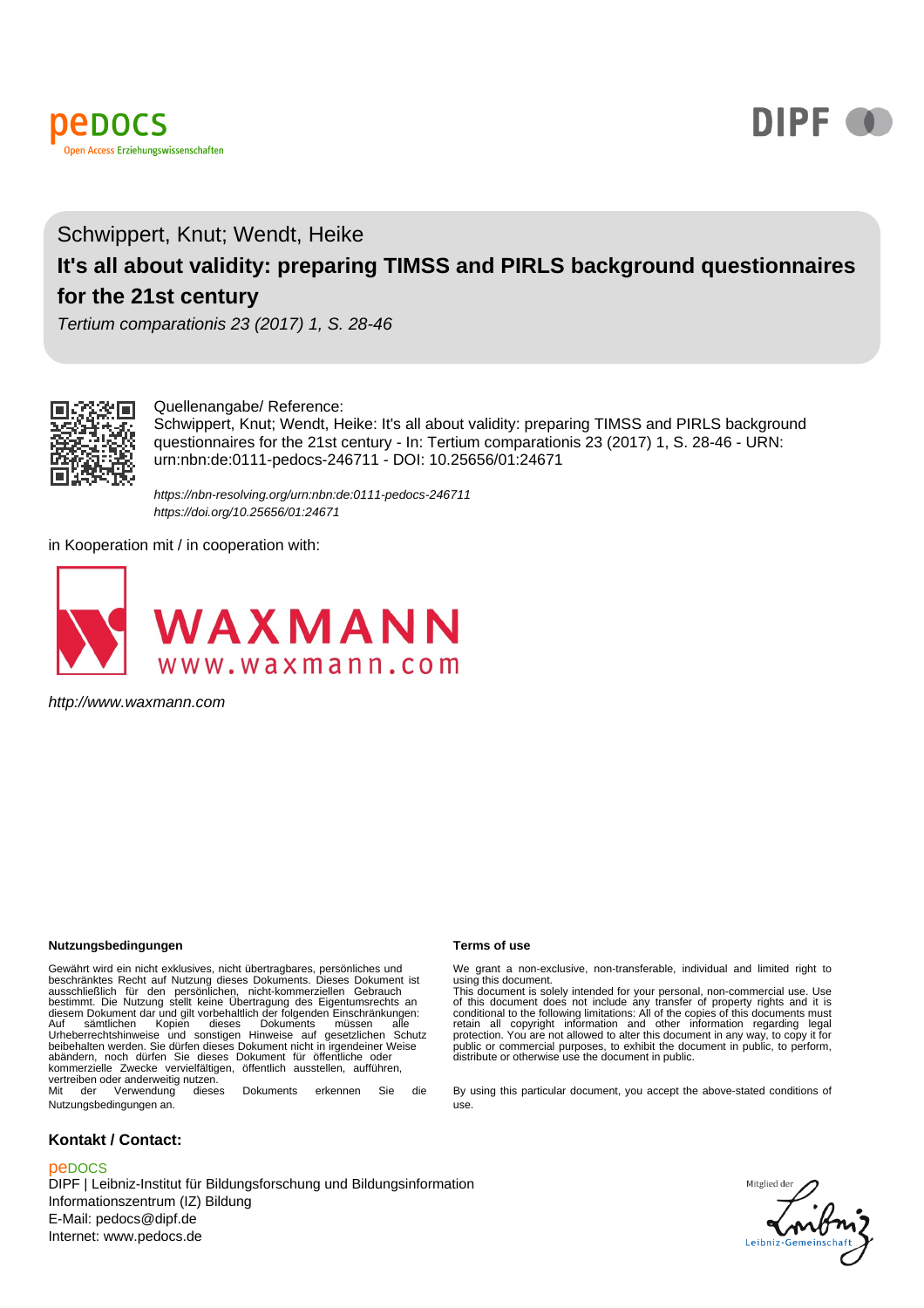Schwippert, Knut; Wendt, Heike

# It's all about validity: preparing TIMSS and PIRLS background questionnaires for the 21st century

*Tertium comparationis 23 (2017) 1, S. 28-46*

Quellenangabe/ Reference:
Schwippert, Knut; Wendt, Heike: It's all about validity: preparing TIMSS and PIRLS background questionnaires for the 21st century - In: Tertium comparationis 23 (2017) 1, S. 28-46 - URN: urn:nbn:de:0111-pedocs-246711 - DOI: 10.25656/01:24671

*https://nbn-resolving.org/urn:nbn:de:0111-pedocs-246711*
*https://doi.org/10.25656/01:24671*

in Kooperation mit / in cooperation with:

*http://www.waxmann.com*

**Nutzungsbedingungen**

Gewährt wird ein nicht exklusives, nicht übertragbares, persönliches und beschränktes Recht auf Nutzung dieses Dokuments. Dieses Dokument ist ausschließlich für den persönlichen, nicht-kommerziellen Gebrauch bestimmt. Die Nutzung stellt keine Übertragung des Eigentumsrechts an diesem Dokument dar und gilt vorbehaltlich der folgenden Einschränkungen: Auf sämtlichen Kopien dieses Dokuments müssen alle Urheberrechtshinweise und sonstigen Hinweise auf gesetzlichen Schutz beibehalten werden. Sie dürfen dieses Dokument nicht in irgendeiner Weise abändern, noch dürfen Sie dieses Dokument für öffentliche oder kommerzielle Zwecke vervielfältigen, öffentlich ausstellen, aufführen, vertreiben oder anderweitig nutzen.
Mit der Verwendung dieses Dokuments erkennen Sie die Nutzungsbedingungen an.

**Terms of use**

We grant a non-exclusive, non-transferable, individual and limited right to using this document.
This document is solely intended for your personal, non-commercial use. Use of this document does not include any transfer of property rights and it is conditional to the following limitations: All of the copies of this documents must retain all copyright information and other information regarding legal protection. You are not allowed to alter this document in any way, to copy it for public or commercial purposes, to exhibit the document in public, to perform, distribute or otherwise use the document in public.

By using this particular document, you accept the above-stated conditions of use.

**Kontakt / Contact:**

peDOCS
DIPF | Leibniz-Institut für Bildungsforschung und Bildungsinformation
Informationszentrum (IZ) Bildung
E-Mail: pedocs@dipf.de
Internet: www.pedocs.de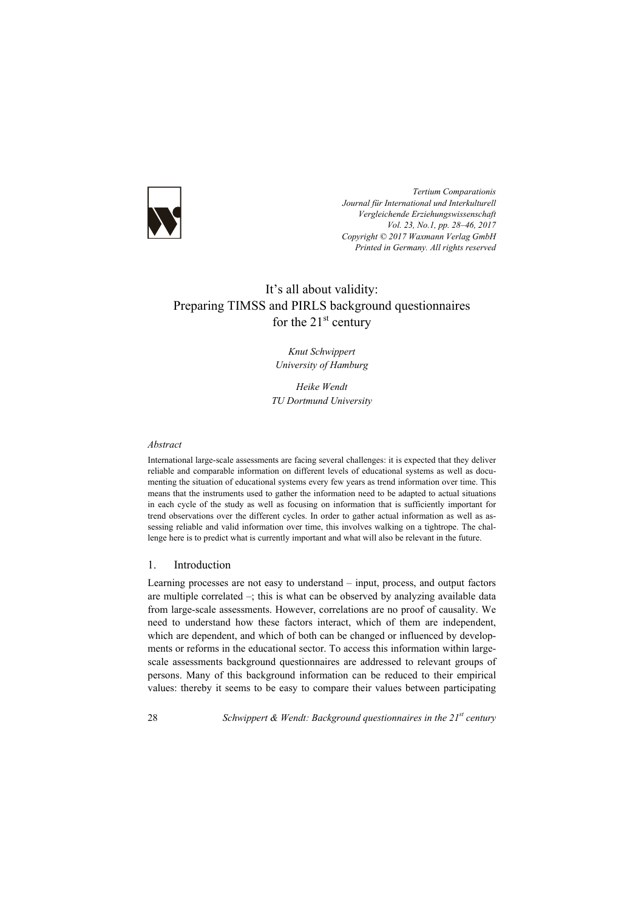# It's all about validity: Preparing TIMSS and PIRLS background questionnaires for the 21st century

*Knut Schwippert*
*University of Hamburg*

*Heike Wendt*
*TU Dortmund University*

### *Abstract*

International large-scale assessments are facing several challenges: it is expected that they deliver reliable and comparable information on different levels of educational systems as well as documenting the situation of educational systems every few years as trend information over time. This means that the instruments used to gather the information need to be adapted to actual situations in each cycle of the study as well as focusing on information that is sufficiently important for trend observations over the different cycles. In order to gather actual information as well as assessing reliable and valid information over time, this involves walking on a tightrope. The challenge here is to predict what is currently important and what will also be relevant in the future.

## 1. Introduction

Learning processes are not easy to understand – input, process, and output factors are multiple correlated –; this is what can be observed by analyzing available data from large-scale assessments. However, correlations are no proof of causality. We need to understand how these factors interact, which of them are independent, which are dependent, and which of both can be changed or influenced by developments or reforms in the educational sector. To access this information within large-scale assessments background questionnaires are addressed to relevant groups of persons. Many of this background information can be reduced to their empirical values: thereby it seems to be easy to compare their values between participating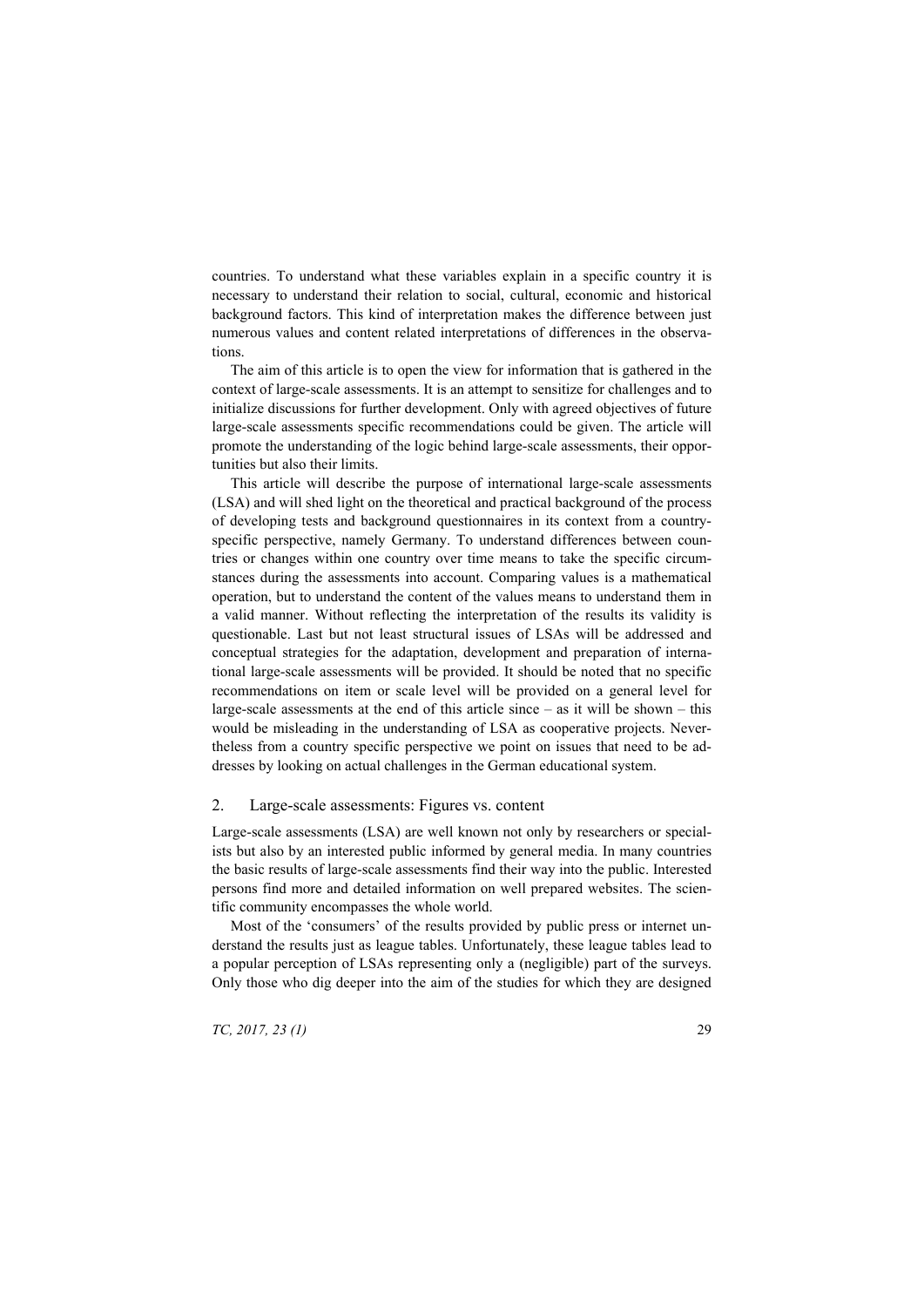countries. To understand what these variables explain in a specific country it is necessary to understand their relation to social, cultural, economic and historical background factors. This kind of interpretation makes the difference between just numerous values and content related interpretations of differences in the observations.

The aim of this article is to open the view for information that is gathered in the context of large-scale assessments. It is an attempt to sensitize for challenges and to initialize discussions for further development. Only with agreed objectives of future large-scale assessments specific recommendations could be given. The article will promote the understanding of the logic behind large-scale assessments, their opportunities but also their limits.

This article will describe the purpose of international large-scale assessments (LSA) and will shed light on the theoretical and practical background of the process of developing tests and background questionnaires in its context from a country-specific perspective, namely Germany. To understand differences between countries or changes within one country over time means to take the specific circumstances during the assessments into account. Comparing values is a mathematical operation, but to understand the content of the values means to understand them in a valid manner. Without reflecting the interpretation of the results its validity is questionable. Last but not least structural issues of LSAs will be addressed and conceptual strategies for the adaptation, development and preparation of international large-scale assessments will be provided. It should be noted that no specific recommendations on item or scale level will be provided on a general level for large-scale assessments at the end of this article since – as it will be shown – this would be misleading in the understanding of LSA as cooperative projects. Nevertheless from a country specific perspective we point on issues that need to be addresses by looking on actual challenges in the German educational system.

## 2. Large-scale assessments: Figures vs. content

Large-scale assessments (LSA) are well known not only by researchers or specialists but also by an interested public informed by general media. In many countries the basic results of large-scale assessments find their way into the public. Interested persons find more and detailed information on well prepared websites. The scientific community encompasses the whole world.

Most of the 'consumers' of the results provided by public press or internet understand the results just as league tables. Unfortunately, these league tables lead to a popular perception of LSAs representing only a (negligible) part of the surveys. Only those who dig deeper into the aim of the studies for which they are designed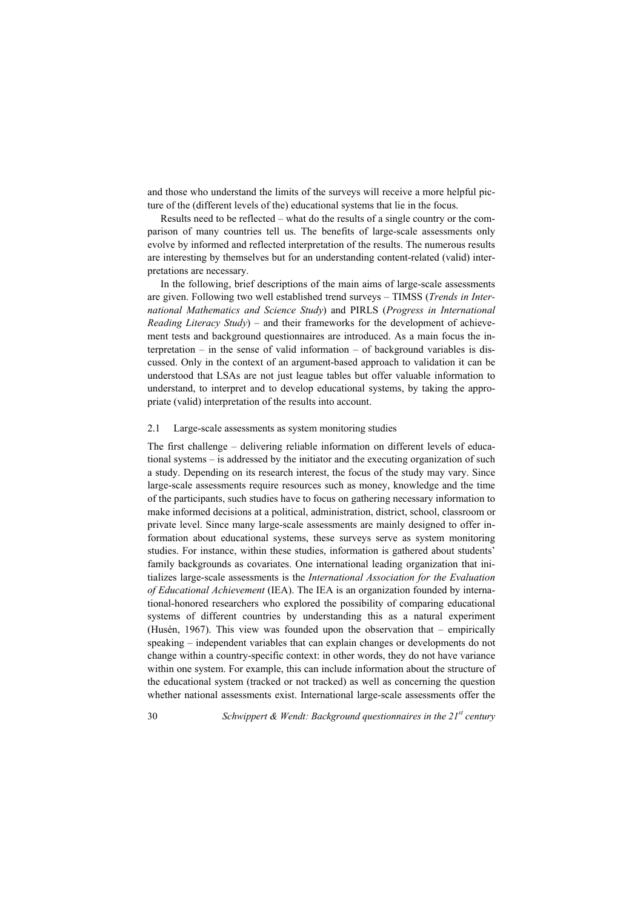and those who understand the limits of the surveys will receive a more helpful picture of the (different levels of the) educational systems that lie in the focus.

Results need to be reflected – what do the results of a single country or the comparison of many countries tell us. The benefits of large-scale assessments only evolve by informed and reflected interpretation of the results. The numerous results are interesting by themselves but for an understanding content-related (valid) interpretations are necessary.

In the following, brief descriptions of the main aims of large-scale assessments are given. Following two well established trend surveys – TIMSS (*Trends in International Mathematics and Science Study*) and PIRLS (*Progress in International Reading Literacy Study*) – and their frameworks for the development of achievement tests and background questionnaires are introduced. As a main focus the interpretation – in the sense of valid information – of background variables is discussed. Only in the context of an argument-based approach to validation it can be understood that LSAs are not just league tables but offer valuable information to understand, to interpret and to develop educational systems, by taking the appropriate (valid) interpretation of the results into account.

## 2.1 Large-scale assessments as system monitoring studies

The first challenge – delivering reliable information on different levels of educational systems – is addressed by the initiator and the executing organization of such a study. Depending on its research interest, the focus of the study may vary. Since large-scale assessments require resources such as money, knowledge and the time of the participants, such studies have to focus on gathering necessary information to make informed decisions at a political, administration, district, school, classroom or private level. Since many large-scale assessments are mainly designed to offer information about educational systems, these surveys serve as system monitoring studies. For instance, within these studies, information is gathered about students' family backgrounds as covariates. One international leading organization that initializes large-scale assessments is the *International Association for the Evaluation of Educational Achievement* (IEA). The IEA is an organization founded by international-honored researchers who explored the possibility of comparing educational systems of different countries by understanding this as a natural experiment (Husén, 1967). This view was founded upon the observation that – empirically speaking – independent variables that can explain changes or developments do not change within a country-specific context: in other words, they do not have variance within one system. For example, this can include information about the structure of the educational system (tracked or not tracked) as well as concerning the question whether national assessments exist. International large-scale assessments offer the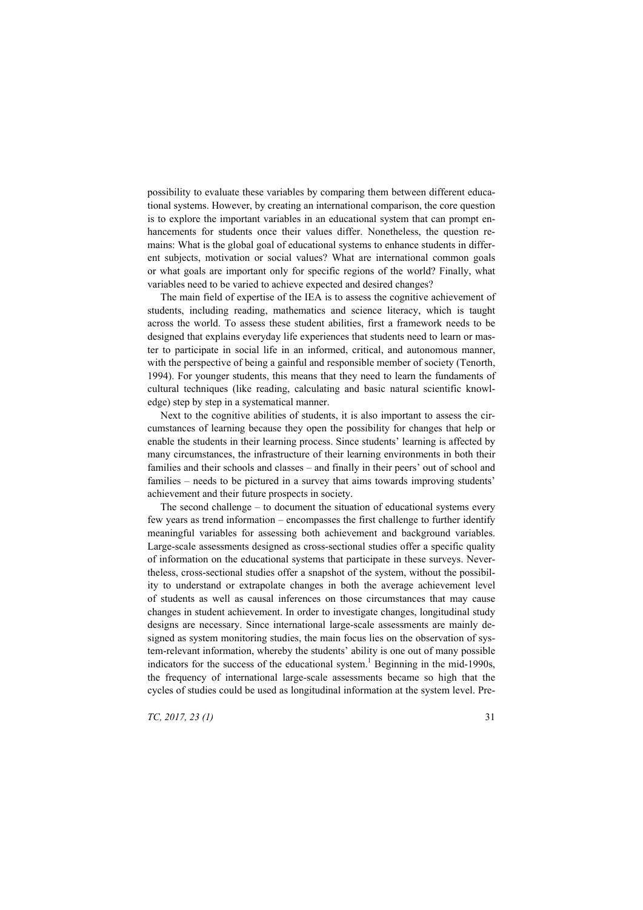possibility to evaluate these variables by comparing them between different educational systems. However, by creating an international comparison, the core question is to explore the important variables in an educational system that can prompt enhancements for students once their values differ. Nonetheless, the question remains: What is the global goal of educational systems to enhance students in different subjects, motivation or social values? What are international common goals or what goals are important only for specific regions of the world? Finally, what variables need to be varied to achieve expected and desired changes?

The main field of expertise of the IEA is to assess the cognitive achievement of students, including reading, mathematics and science literacy, which is taught across the world. To assess these student abilities, first a framework needs to be designed that explains everyday life experiences that students need to learn or master to participate in social life in an informed, critical, and autonomous manner, with the perspective of being a gainful and responsible member of society (Tenorth, 1994). For younger students, this means that they need to learn the fundaments of cultural techniques (like reading, calculating and basic natural scientific knowledge) step by step in a systematical manner.

Next to the cognitive abilities of students, it is also important to assess the circumstances of learning because they open the possibility for changes that help or enable the students in their learning process. Since students' learning is affected by many circumstances, the infrastructure of their learning environments in both their families and their schools and classes – and finally in their peers' out of school and families – needs to be pictured in a survey that aims towards improving students' achievement and their future prospects in society.

The second challenge – to document the situation of educational systems every few years as trend information – encompasses the first challenge to further identify meaningful variables for assessing both achievement and background variables. Large-scale assessments designed as cross-sectional studies offer a specific quality of information on the educational systems that participate in these surveys. Nevertheless, cross-sectional studies offer a snapshot of the system, without the possibility to understand or extrapolate changes in both the average achievement level of students as well as causal inferences on those circumstances that may cause changes in student achievement. In order to investigate changes, longitudinal study designs are necessary. Since international large-scale assessments are mainly designed as system monitoring studies, the main focus lies on the observation of system-relevant information, whereby the students' ability is one out of many possible indicators for the success of the educational system.[1] Beginning in the mid-1990s, the frequency of international large-scale assessments became so high that the cycles of studies could be used as longitudinal information at the system level. Pre-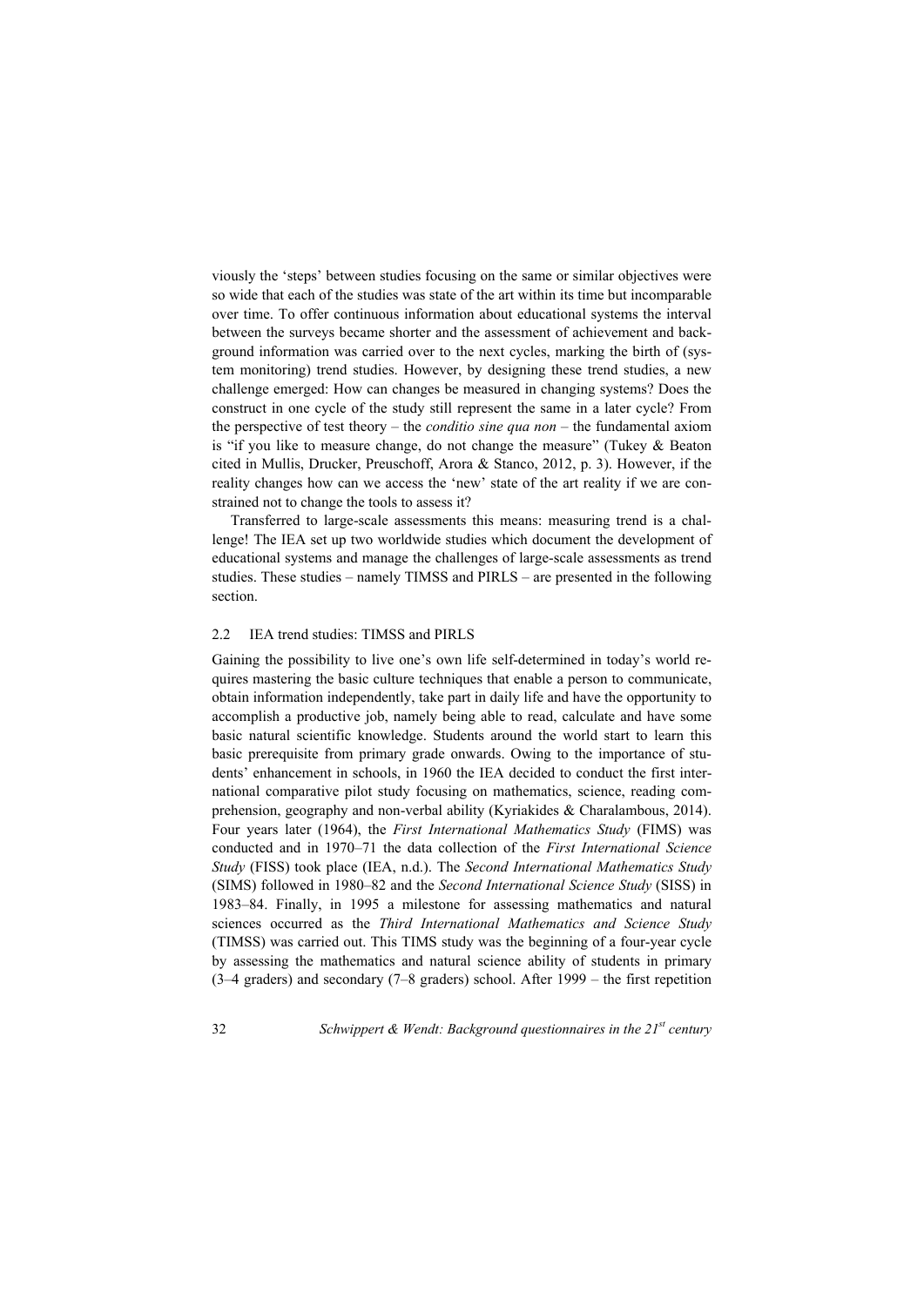viously the 'steps' between studies focusing on the same or similar objectives were so wide that each of the studies was state of the art within its time but incomparable over time. To offer continuous information about educational systems the interval between the surveys became shorter and the assessment of achievement and background information was carried over to the next cycles, marking the birth of (system monitoring) trend studies. However, by designing these trend studies, a new challenge emerged: How can changes be measured in changing systems? Does the construct in one cycle of the study still represent the same in a later cycle? From the perspective of test theory – the *conditio sine qua non* – the fundamental axiom is "if you like to measure change, do not change the measure" (Tukey & Beaton cited in Mullis, Drucker, Preuschoff, Arora & Stanco, 2012, p. 3). However, if the reality changes how can we access the 'new' state of the art reality if we are constrained not to change the tools to assess it?

Transferred to large-scale assessments this means: measuring trend is a challenge! The IEA set up two worldwide studies which document the development of educational systems and manage the challenges of large-scale assessments as trend studies. These studies – namely TIMSS and PIRLS – are presented in the following section.

### 2.2 IEA trend studies: TIMSS and PIRLS

Gaining the possibility to live one's own life self-determined in today's world requires mastering the basic culture techniques that enable a person to communicate, obtain information independently, take part in daily life and have the opportunity to accomplish a productive job, namely being able to read, calculate and have some basic natural scientific knowledge. Students around the world start to learn this basic prerequisite from primary grade onwards. Owing to the importance of students' enhancement in schools, in 1960 the IEA decided to conduct the first international comparative pilot study focusing on mathematics, science, reading comprehension, geography and non-verbal ability (Kyriakides & Charalambous, 2014). Four years later (1964), the *First International Mathematics Study* (FIMS) was conducted and in 1970–71 the data collection of the *First International Science Study* (FISS) took place (IEA, n.d.). The *Second International Mathematics Study* (SIMS) followed in 1980–82 and the *Second International Science Study* (SISS) in 1983–84. Finally, in 1995 a milestone for assessing mathematics and natural sciences occurred as the *Third International Mathematics and Science Study* (TIMSS) was carried out. This TIMS study was the beginning of a four-year cycle by assessing the mathematics and natural science ability of students in primary (3–4 graders) and secondary (7–8 graders) school. After 1999 – the first repetition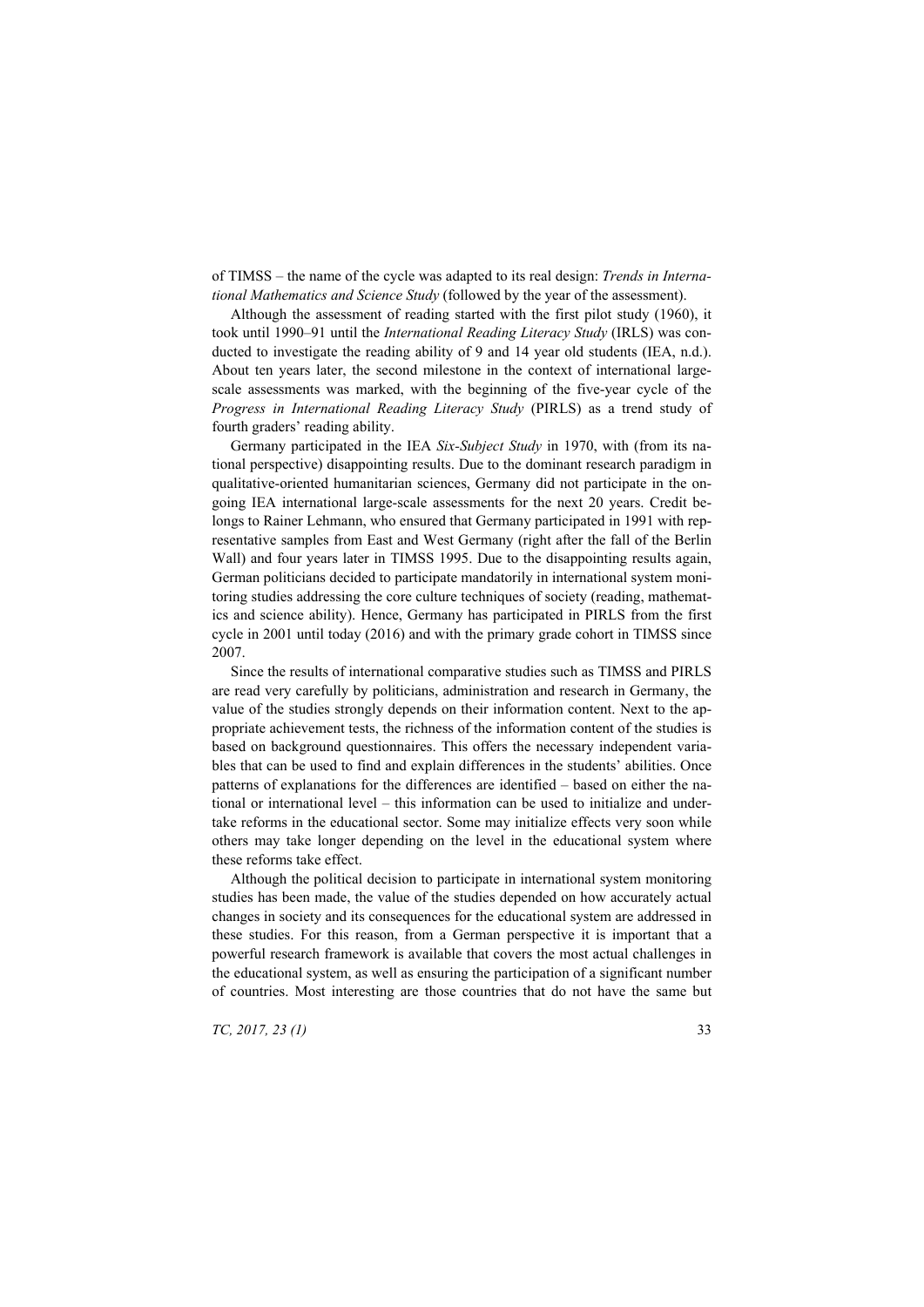of TIMSS – the name of the cycle was adapted to its real design: *Trends in International Mathematics and Science Study* (followed by the year of the assessment).

Although the assessment of reading started with the first pilot study (1960), it took until 1990–91 until the *International Reading Literacy Study* (IRLS) was conducted to investigate the reading ability of 9 and 14 year old students (IEA, n.d.). About ten years later, the second milestone in the context of international large-scale assessments was marked, with the beginning of the five-year cycle of the *Progress in International Reading Literacy Study* (PIRLS) as a trend study of fourth graders' reading ability.

Germany participated in the IEA *Six-Subject Study* in 1970, with (from its national perspective) disappointing results. Due to the dominant research paradigm in qualitative-oriented humanitarian sciences, Germany did not participate in the ongoing IEA international large-scale assessments for the next 20 years. Credit belongs to Rainer Lehmann, who ensured that Germany participated in 1991 with representative samples from East and West Germany (right after the fall of the Berlin Wall) and four years later in TIMSS 1995. Due to the disappointing results again, German politicians decided to participate mandatorily in international system monitoring studies addressing the core culture techniques of society (reading, mathematics and science ability). Hence, Germany has participated in PIRLS from the first cycle in 2001 until today (2016) and with the primary grade cohort in TIMSS since 2007.

Since the results of international comparative studies such as TIMSS and PIRLS are read very carefully by politicians, administration and research in Germany, the value of the studies strongly depends on their information content. Next to the appropriate achievement tests, the richness of the information content of the studies is based on background questionnaires. This offers the necessary independent variables that can be used to find and explain differences in the students' abilities. Once patterns of explanations for the differences are identified – based on either the national or international level – this information can be used to initialize and undertake reforms in the educational sector. Some may initialize effects very soon while others may take longer depending on the level in the educational system where these reforms take effect.

Although the political decision to participate in international system monitoring studies has been made, the value of the studies depended on how accurately actual changes in society and its consequences for the educational system are addressed in these studies. For this reason, from a German perspective it is important that a powerful research framework is available that covers the most actual challenges in the educational system, as well as ensuring the participation of a significant number of countries. Most interesting are those countries that do not have the same but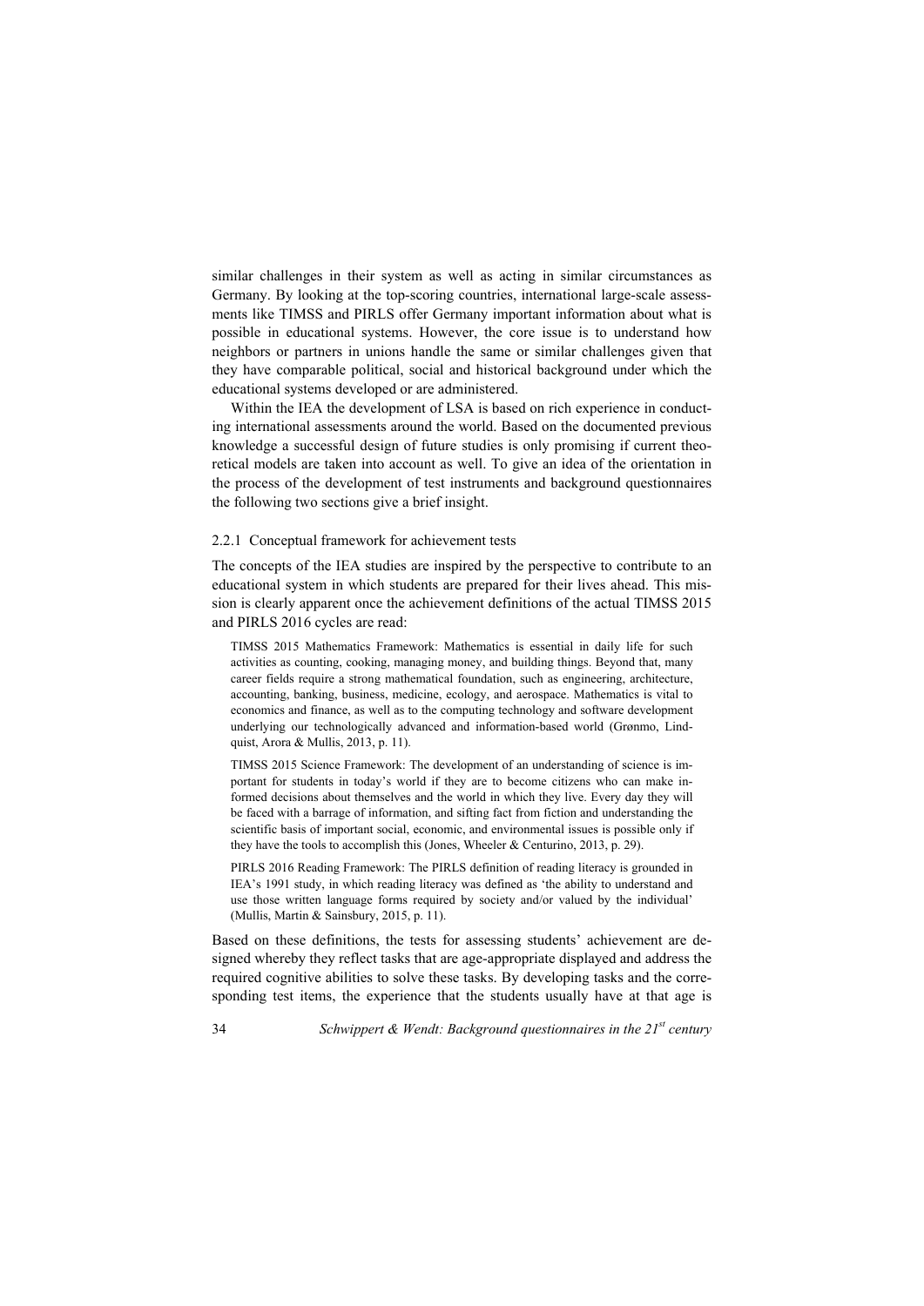similar challenges in their system as well as acting in similar circumstances as Germany. By looking at the top-scoring countries, international large-scale assessments like TIMSS and PIRLS offer Germany important information about what is possible in educational systems. However, the core issue is to understand how neighbors or partners in unions handle the same or similar challenges given that they have comparable political, social and historical background under which the educational systems developed or are administered.

Within the IEA the development of LSA is based on rich experience in conducting international assessments around the world. Based on the documented previous knowledge a successful design of future studies is only promising if current theoretical models are taken into account as well. To give an idea of the orientation in the process of the development of test instruments and background questionnaires the following two sections give a brief insight.

### 2.2.1 Conceptual framework for achievement tests

The concepts of the IEA studies are inspired by the perspective to contribute to an educational system in which students are prepared for their lives ahead. This mission is clearly apparent once the achievement definitions of the actual TIMSS 2015 and PIRLS 2016 cycles are read:

> TIMSS 2015 Mathematics Framework: Mathematics is essential in daily life for such activities as counting, cooking, managing money, and building things. Beyond that, many career fields require a strong mathematical foundation, such as engineering, architecture, accounting, banking, business, medicine, ecology, and aerospace. Mathematics is vital to economics and finance, as well as to the computing technology and software development underlying our technologically advanced and information-based world (Grønmo, Lindquist, Arora & Mullis, 2013, p. 11).

> TIMSS 2015 Science Framework: The development of an understanding of science is important for students in today's world if they are to become citizens who can make informed decisions about themselves and the world in which they live. Every day they will be faced with a barrage of information, and sifting fact from fiction and understanding the scientific basis of important social, economic, and environmental issues is possible only if they have the tools to accomplish this (Jones, Wheeler & Centurino, 2013, p. 29).

> PIRLS 2016 Reading Framework: The PIRLS definition of reading literacy is grounded in IEA's 1991 study, in which reading literacy was defined as 'the ability to understand and use those written language forms required by society and/or valued by the individual' (Mullis, Martin & Sainsbury, 2015, p. 11).

Based on these definitions, the tests for assessing students' achievement are designed whereby they reflect tasks that are age-appropriate displayed and address the required cognitive abilities to solve these tasks. By developing tasks and the corresponding test items, the experience that the students usually have at that age is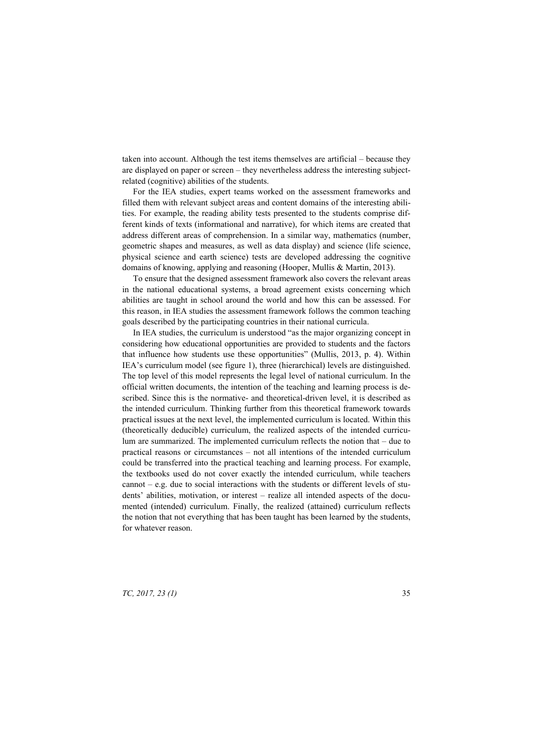taken into account. Although the test items themselves are artificial – because they are displayed on paper or screen – they nevertheless address the interesting subject-related (cognitive) abilities of the students.

For the IEA studies, expert teams worked on the assessment frameworks and filled them with relevant subject areas and content domains of the interesting abilities. For example, the reading ability tests presented to the students comprise different kinds of texts (informational and narrative), for which items are created that address different areas of comprehension. In a similar way, mathematics (number, geometric shapes and measures, as well as data display) and science (life science, physical science and earth science) tests are developed addressing the cognitive domains of knowing, applying and reasoning (Hooper, Mullis & Martin, 2013).

To ensure that the designed assessment framework also covers the relevant areas in the national educational systems, a broad agreement exists concerning which abilities are taught in school around the world and how this can be assessed. For this reason, in IEA studies the assessment framework follows the common teaching goals described by the participating countries in their national curricula.

In IEA studies, the curriculum is understood "as the major organizing concept in considering how educational opportunities are provided to students and the factors that influence how students use these opportunities" (Mullis, 2013, p. 4). Within IEA's curriculum model (see figure 1), three (hierarchical) levels are distinguished. The top level of this model represents the legal level of national curriculum. In the official written documents, the intention of the teaching and learning process is described. Since this is the normative- and theoretical-driven level, it is described as the intended curriculum. Thinking further from this theoretical framework towards practical issues at the next level, the implemented curriculum is located. Within this (theoretically deducible) curriculum, the realized aspects of the intended curriculum are summarized. The implemented curriculum reflects the notion that – due to practical reasons or circumstances – not all intentions of the intended curriculum could be transferred into the practical teaching and learning process. For example, the textbooks used do not cover exactly the intended curriculum, while teachers cannot – e.g. due to social interactions with the students or different levels of students' abilities, motivation, or interest – realize all intended aspects of the documented (intended) curriculum. Finally, the realized (attained) curriculum reflects the notion that not everything that has been taught has been learned by the students, for whatever reason.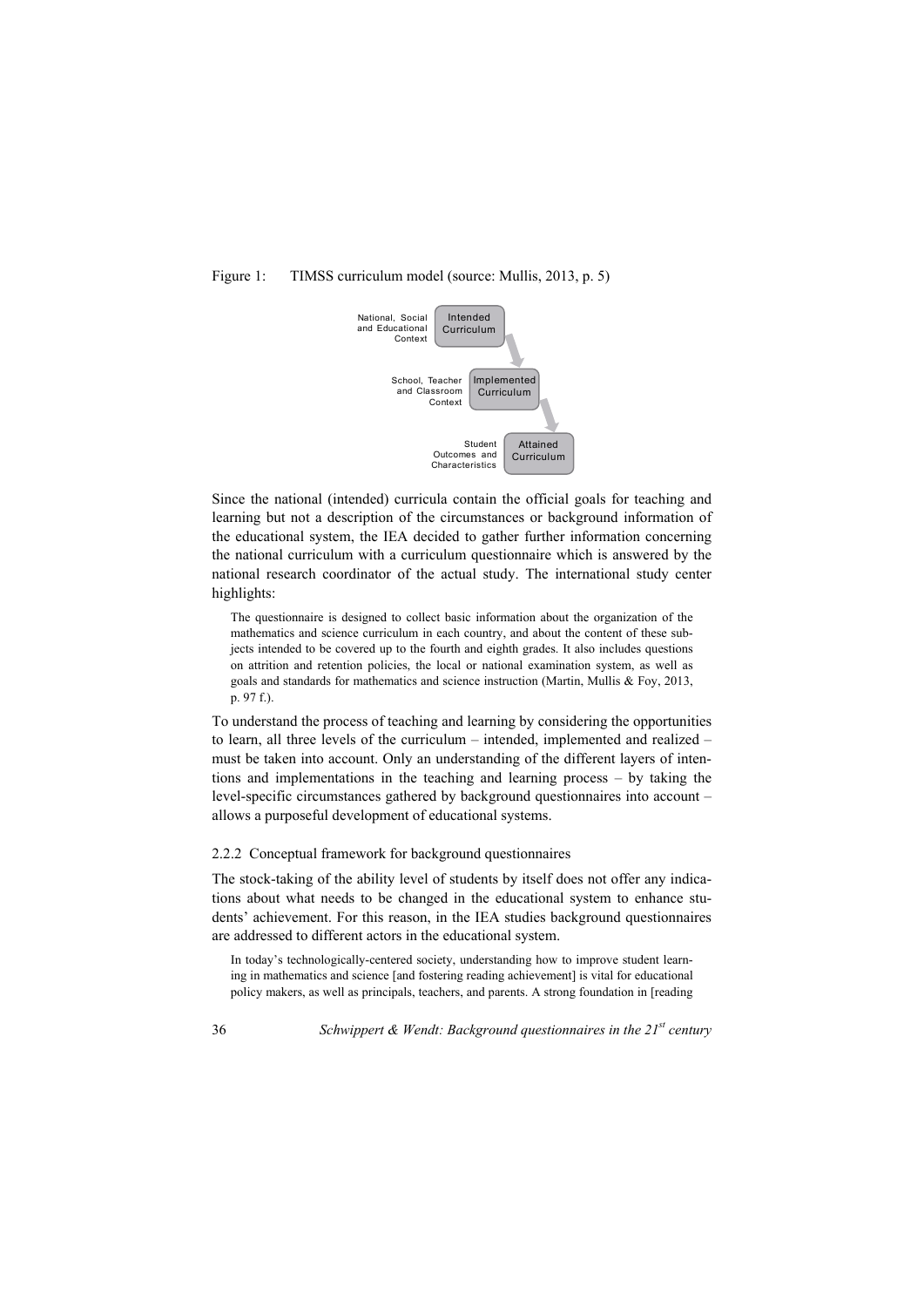Figure 1: TIMSS curriculum model (source: Mullis, 2013, p. 5)

National, Social and Educational Context — Intended Curriculum

School, Teacher and Classroom Context — Implemented Curriculum

Student Outcomes and Characteristics — Attained Curriculum

Since the national (intended) curricula contain the official goals for teaching and learning but not a description of the circumstances or background information of the educational system, the IEA decided to gather further information concerning the national curriculum with a curriculum questionnaire which is answered by the national research coordinator of the actual study. The international study center highlights:

> The questionnaire is designed to collect basic information about the organization of the mathematics and science curriculum in each country, and about the content of these subjects intended to be covered up to the fourth and eighth grades. It also includes questions on attrition and retention policies, the local or national examination system, as well as goals and standards for mathematics and science instruction (Martin, Mullis & Foy, 2013, p. 97 f.).

To understand the process of teaching and learning by considering the opportunities to learn, all three levels of the curriculum – intended, implemented and realized – must be taken into account. Only an understanding of the different layers of intentions and implementations in the teaching and learning process – by taking the level-specific circumstances gathered by background questionnaires into account – allows a purposeful development of educational systems.

### 2.2.2 Conceptual framework for background questionnaires

The stock-taking of the ability level of students by itself does not offer any indications about what needs to be changed in the educational system to enhance students' achievement. For this reason, in the IEA studies background questionnaires are addressed to different actors in the educational system.

> In today's technologically-centered society, understanding how to improve student learning in mathematics and science [and fostering reading achievement] is vital for educational policy makers, as well as principals, teachers, and parents. A strong foundation in [reading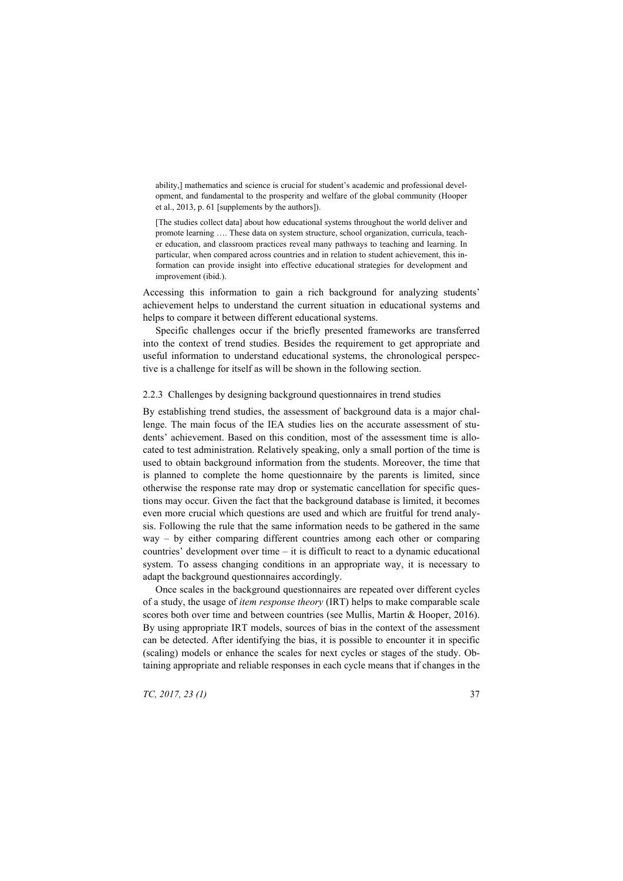> ability,] mathematics and science is crucial for student's academic and professional development, and fundamental to the prosperity and welfare of the global community (Hooper et al., 2013, p. 61 [supplements by the authors]).

> [The studies collect data] about how educational systems throughout the world deliver and promote learning …. These data on system structure, school organization, curricula, teacher education, and classroom practices reveal many pathways to teaching and learning. In particular, when compared across countries and in relation to student achievement, this information can provide insight into effective educational strategies for development and improvement (ibid.).

Accessing this information to gain a rich background for analyzing students' achievement helps to understand the current situation in educational systems and helps to compare it between different educational systems.

Specific challenges occur if the briefly presented frameworks are transferred into the context of trend studies. Besides the requirement to get appropriate and useful information to understand educational systems, the chronological perspective is a challenge for itself as will be shown in the following section.

### 2.2.3 Challenges by designing background questionnaires in trend studies

By establishing trend studies, the assessment of background data is a major challenge. The main focus of the IEA studies lies on the accurate assessment of students' achievement. Based on this condition, most of the assessment time is allocated to test administration. Relatively speaking, only a small portion of the time is used to obtain background information from the students. Moreover, the time that is planned to complete the home questionnaire by the parents is limited, since otherwise the response rate may drop or systematic cancellation for specific questions may occur. Given the fact that the background database is limited, it becomes even more crucial which questions are used and which are fruitful for trend analysis. Following the rule that the same information needs to be gathered in the same way – by either comparing different countries among each other or comparing countries' development over time – it is difficult to react to a dynamic educational system. To assess changing conditions in an appropriate way, it is necessary to adapt the background questionnaires accordingly.

Once scales in the background questionnaires are repeated over different cycles of a study, the usage of *item response theory* (IRT) helps to make comparable scale scores both over time and between countries (see Mullis, Martin & Hooper, 2016). By using appropriate IRT models, sources of bias in the context of the assessment can be detected. After identifying the bias, it is possible to encounter it in specific (scaling) models or enhance the scales for next cycles or stages of the study. Obtaining appropriate and reliable responses in each cycle means that if changes in the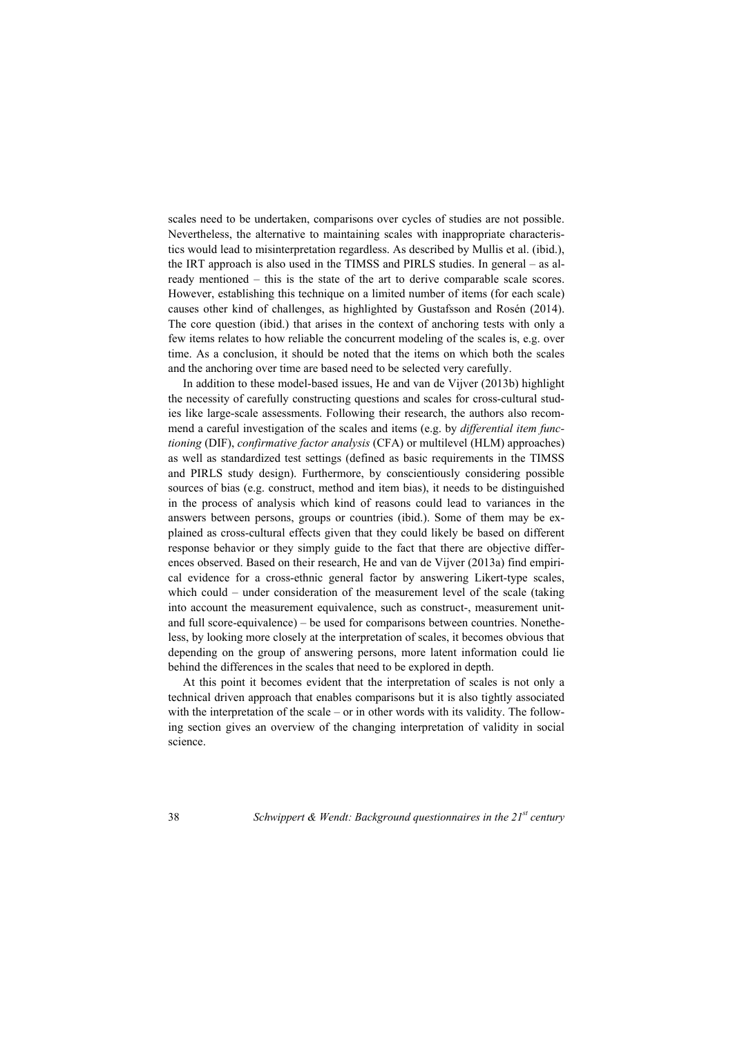scales need to be undertaken, comparisons over cycles of studies are not possible. Nevertheless, the alternative to maintaining scales with inappropriate characteristics would lead to misinterpretation regardless. As described by Mullis et al. (ibid.), the IRT approach is also used in the TIMSS and PIRLS studies. In general – as already mentioned – this is the state of the art to derive comparable scale scores. However, establishing this technique on a limited number of items (for each scale) causes other kind of challenges, as highlighted by Gustafsson and Rosén (2014). The core question (ibid.) that arises in the context of anchoring tests with only a few items relates to how reliable the concurrent modeling of the scales is, e.g. over time. As a conclusion, it should be noted that the items on which both the scales and the anchoring over time are based need to be selected very carefully.

In addition to these model-based issues, He and van de Vijver (2013b) highlight the necessity of carefully constructing questions and scales for cross-cultural studies like large-scale assessments. Following their research, the authors also recommend a careful investigation of the scales and items (e.g. by *differential item functioning* (DIF), *confirmative factor analysis* (CFA) or multilevel (HLM) approaches) as well as standardized test settings (defined as basic requirements in the TIMSS and PIRLS study design). Furthermore, by conscientiously considering possible sources of bias (e.g. construct, method and item bias), it needs to be distinguished in the process of analysis which kind of reasons could lead to variances in the answers between persons, groups or countries (ibid.). Some of them may be explained as cross-cultural effects given that they could likely be based on different response behavior or they simply guide to the fact that there are objective differences observed. Based on their research, He and van de Vijver (2013a) find empirical evidence for a cross-ethnic general factor by answering Likert-type scales, which could – under consideration of the measurement level of the scale (taking into account the measurement equivalence, such as construct-, measurement unit- and full score-equivalence) – be used for comparisons between countries. Nonetheless, by looking more closely at the interpretation of scales, it becomes obvious that depending on the group of answering persons, more latent information could lie behind the differences in the scales that need to be explored in depth.

At this point it becomes evident that the interpretation of scales is not only a technical driven approach that enables comparisons but it is also tightly associated with the interpretation of the scale – or in other words with its validity. The following section gives an overview of the changing interpretation of validity in social science.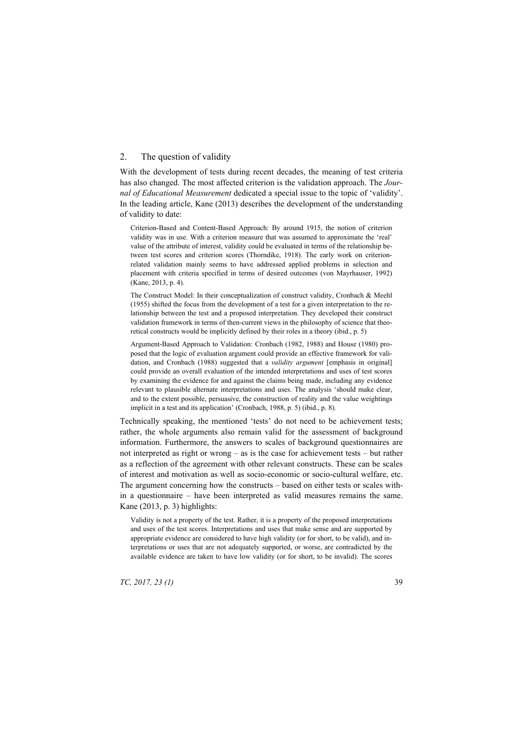## 2. The question of validity

With the development of tests during recent decades, the meaning of test criteria has also changed. The most affected criterion is the validation approach. The *Journal of Educational Measurement* dedicated a special issue to the topic of 'validity'. In the leading article, Kane (2013) describes the development of the understanding of validity to date:

> Criterion-Based and Content-Based Approach: By around 1915, the notion of criterion validity was in use. With a criterion measure that was assumed to approximate the 'real' value of the attribute of interest, validity could be evaluated in terms of the relationship between test scores and criterion scores (Thorndike, 1918). The early work on criterion-related validation mainly seems to have addressed applied problems in selection and placement with criteria specified in terms of desired outcomes (von Mayrhauser, 1992) (Kane, 2013, p. 4).
>
> The Construct Model: In their conceptualization of construct validity, Cronbach & Meehl (1955) shifted the focus from the development of a test for a given interpretation to the relationship between the test and a proposed interpretation. They developed their construct validation framework in terms of then-current views in the philosophy of science that theoretical constructs would be implicitly defined by their roles in a theory (ibid., p. 5)
>
> Argument-Based Approach to Validation: Cronbach (1982, 1988) and House (1980) proposed that the logic of evaluation argument could provide an effective framework for validation, and Cronbach (1988) suggested that a *validity argument* [emphasis in original] could provide an overall evaluation of the intended interpretations and uses of test scores by examining the evidence for and against the claims being made, including any evidence relevant to plausible alternate interpretations and uses. The analysis 'should make clear, and to the extent possible, persuasive, the construction of reality and the value weightings implicit in a test and its application' (Cronbach, 1988, p. 5) (ibid., p. 8).

Technically speaking, the mentioned 'tests' do not need to be achievement tests; rather, the whole arguments also remain valid for the assessment of background information. Furthermore, the answers to scales of background questionnaires are not interpreted as right or wrong – as is the case for achievement tests – but rather as a reflection of the agreement with other relevant constructs. These can be scales of interest and motivation as well as socio-economic or socio-cultural welfare, etc. The argument concerning how the constructs – based on either tests or scales within a questionnaire – have been interpreted as valid measures remains the same. Kane (2013, p. 3) highlights:

> Validity is not a property of the test. Rather, it is a property of the proposed interpretations and uses of the test scores. Interpretations and uses that make sense and are supported by appropriate evidence are considered to have high validity (or for short, to be valid), and interpretations or uses that are not adequately supported, or worse, are contradicted by the available evidence are taken to have low validity (or for short, to be invalid). The scores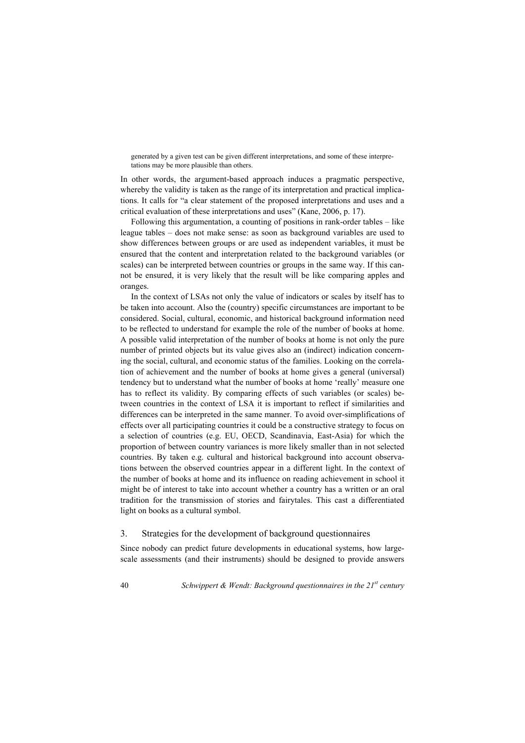generated by a given test can be given different interpretations, and some of these interpretations may be more plausible than others.

In other words, the argument-based approach induces a pragmatic perspective, whereby the validity is taken as the range of its interpretation and practical implications. It calls for "a clear statement of the proposed interpretations and uses and a critical evaluation of these interpretations and uses" (Kane, 2006, p. 17).

Following this argumentation, a counting of positions in rank-order tables – like league tables – does not make sense: as soon as background variables are used to show differences between groups or are used as independent variables, it must be ensured that the content and interpretation related to the background variables (or scales) can be interpreted between countries or groups in the same way. If this cannot be ensured, it is very likely that the result will be like comparing apples and oranges.

In the context of LSAs not only the value of indicators or scales by itself has to be taken into account. Also the (country) specific circumstances are important to be considered. Social, cultural, economic, and historical background information need to be reflected to understand for example the role of the number of books at home. A possible valid interpretation of the number of books at home is not only the pure number of printed objects but its value gives also an (indirect) indication concerning the social, cultural, and economic status of the families. Looking on the correlation of achievement and the number of books at home gives a general (universal) tendency but to understand what the number of books at home 'really' measure one has to reflect its validity. By comparing effects of such variables (or scales) between countries in the context of LSA it is important to reflect if similarities and differences can be interpreted in the same manner. To avoid over-simplifications of effects over all participating countries it could be a constructive strategy to focus on a selection of countries (e.g. EU, OECD, Scandinavia, East-Asia) for which the proportion of between country variances is more likely smaller than in not selected countries. By taken e.g. cultural and historical background into account observations between the observed countries appear in a different light. In the context of the number of books at home and its influence on reading achievement in school it might be of interest to take into account whether a country has a written or an oral tradition for the transmission of stories and fairytales. This cast a differentiated light on books as a cultural symbol.

## 3. Strategies for the development of background questionnaires

Since nobody can predict future developments in educational systems, how large-scale assessments (and their instruments) should be designed to provide answers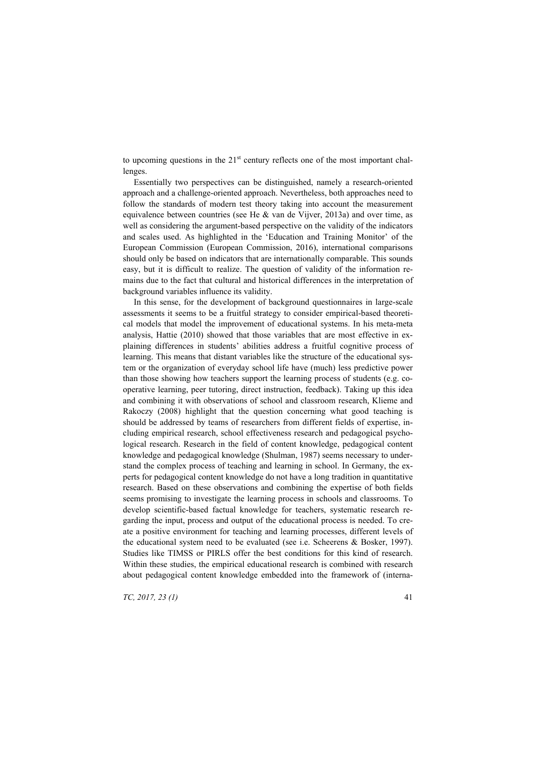to upcoming questions in the 21st century reflects one of the most important challenges.

Essentially two perspectives can be distinguished, namely a research-oriented approach and a challenge-oriented approach. Nevertheless, both approaches need to follow the standards of modern test theory taking into account the measurement equivalence between countries (see He & van de Vijver, 2013a) and over time, as well as considering the argument-based perspective on the validity of the indicators and scales used. As highlighted in the 'Education and Training Monitor' of the European Commission (European Commission, 2016), international comparisons should only be based on indicators that are internationally comparable. This sounds easy, but it is difficult to realize. The question of validity of the information remains due to the fact that cultural and historical differences in the interpretation of background variables influence its validity.

In this sense, for the development of background questionnaires in large-scale assessments it seems to be a fruitful strategy to consider empirical-based theoretical models that model the improvement of educational systems. In his meta-meta analysis, Hattie (2010) showed that those variables that are most effective in explaining differences in students' abilities address a fruitful cognitive process of learning. This means that distant variables like the structure of the educational system or the organization of everyday school life have (much) less predictive power than those showing how teachers support the learning process of students (e.g. cooperative learning, peer tutoring, direct instruction, feedback). Taking up this idea and combining it with observations of school and classroom research, Klieme and Rakoczy (2008) highlight that the question concerning what good teaching is should be addressed by teams of researchers from different fields of expertise, including empirical research, school effectiveness research and pedagogical psychological research. Research in the field of content knowledge, pedagogical content knowledge and pedagogical knowledge (Shulman, 1987) seems necessary to understand the complex process of teaching and learning in school. In Germany, the experts for pedagogical content knowledge do not have a long tradition in quantitative research. Based on these observations and combining the expertise of both fields seems promising to investigate the learning process in schools and classrooms. To develop scientific-based factual knowledge for teachers, systematic research regarding the input, process and output of the educational process is needed. To create a positive environment for teaching and learning processes, different levels of the educational system need to be evaluated (see i.e. Scheerens & Bosker, 1997). Studies like TIMSS or PIRLS offer the best conditions for this kind of research. Within these studies, the empirical educational research is combined with research about pedagogical content knowledge embedded into the framework of (interna-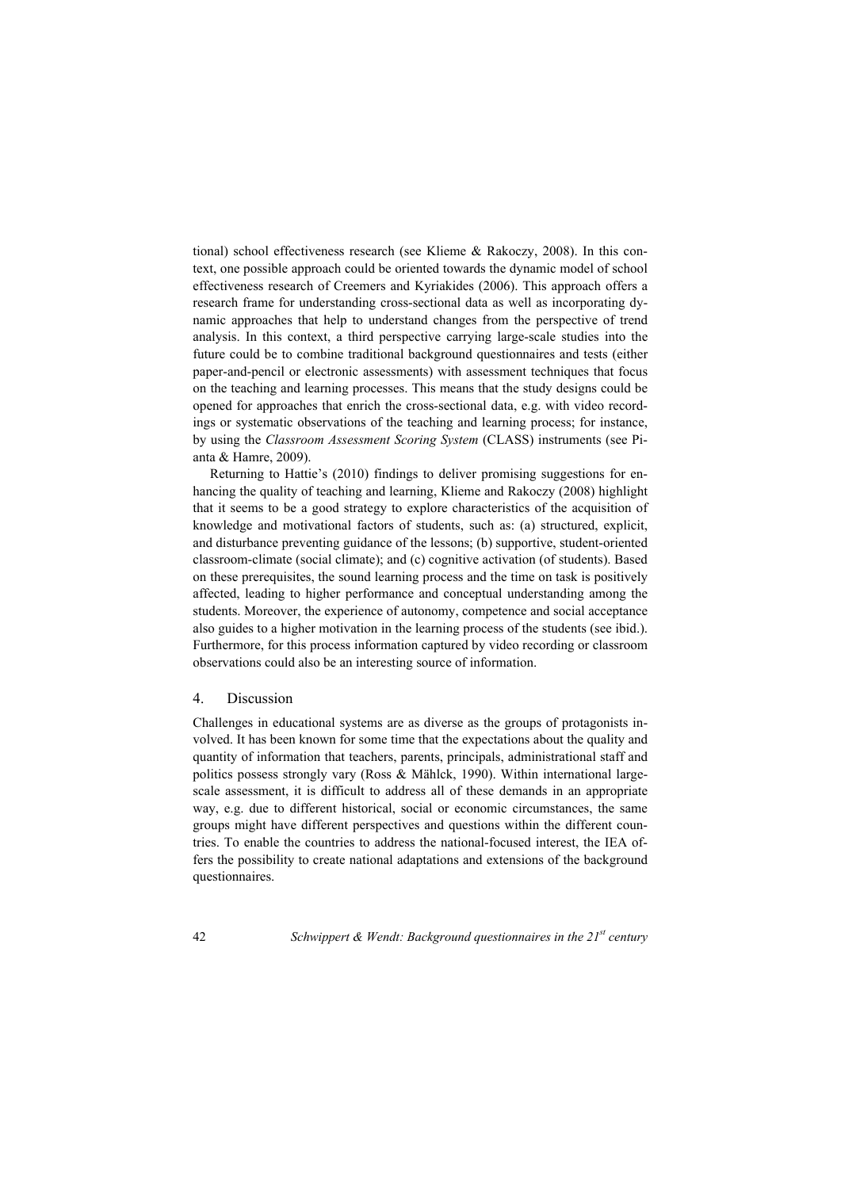tional) school effectiveness research (see Klieme & Rakoczy, 2008). In this context, one possible approach could be oriented towards the dynamic model of school effectiveness research of Creemers and Kyriakides (2006). This approach offers a research frame for understanding cross-sectional data as well as incorporating dynamic approaches that help to understand changes from the perspective of trend analysis. In this context, a third perspective carrying large-scale studies into the future could be to combine traditional background questionnaires and tests (either paper-and-pencil or electronic assessments) with assessment techniques that focus on the teaching and learning processes. This means that the study designs could be opened for approaches that enrich the cross-sectional data, e.g. with video recordings or systematic observations of the teaching and learning process; for instance, by using the *Classroom Assessment Scoring System* (CLASS) instruments (see Pianta & Hamre, 2009).

Returning to Hattie's (2010) findings to deliver promising suggestions for enhancing the quality of teaching and learning, Klieme and Rakoczy (2008) highlight that it seems to be a good strategy to explore characteristics of the acquisition of knowledge and motivational factors of students, such as: (a) structured, explicit, and disturbance preventing guidance of the lessons; (b) supportive, student-oriented classroom-climate (social climate); and (c) cognitive activation (of students). Based on these prerequisites, the sound learning process and the time on task is positively affected, leading to higher performance and conceptual understanding among the students. Moreover, the experience of autonomy, competence and social acceptance also guides to a higher motivation in the learning process of the students (see ibid.). Furthermore, for this process information captured by video recording or classroom observations could also be an interesting source of information.

## 4. Discussion

Challenges in educational systems are as diverse as the groups of protagonists involved. It has been known for some time that the expectations about the quality and quantity of information that teachers, parents, principals, administrational staff and politics possess strongly vary (Ross & Mählck, 1990). Within international large-scale assessment, it is difficult to address all of these demands in an appropriate way, e.g. due to different historical, social or economic circumstances, the same groups might have different perspectives and questions within the different countries. To enable the countries to address the national-focused interest, the IEA offers the possibility to create national adaptations and extensions of the background questionnaires.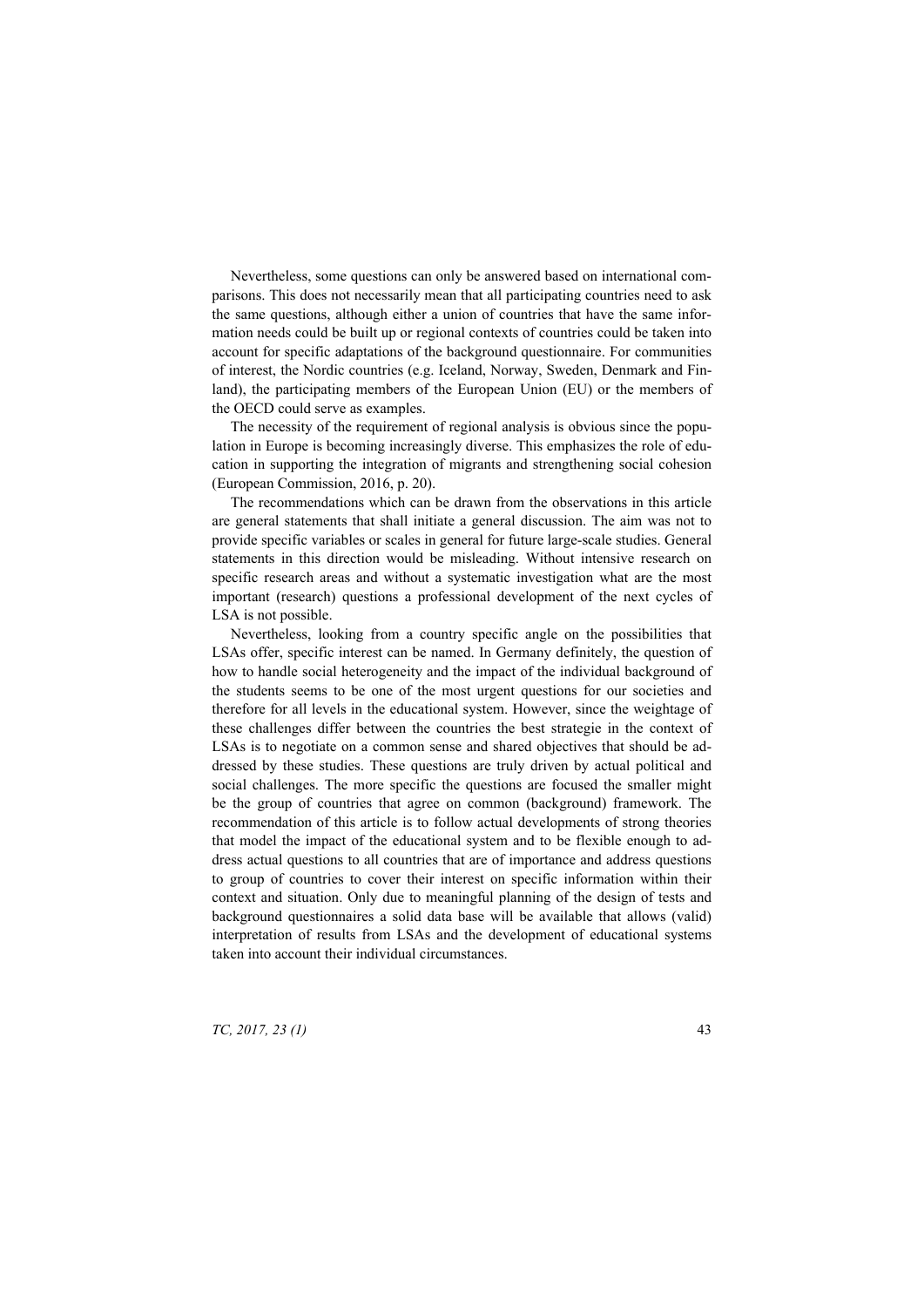Nevertheless, some questions can only be answered based on international comparisons. This does not necessarily mean that all participating countries need to ask the same questions, although either a union of countries that have the same information needs could be built up or regional contexts of countries could be taken into account for specific adaptations of the background questionnaire. For communities of interest, the Nordic countries (e.g. Iceland, Norway, Sweden, Denmark and Finland), the participating members of the European Union (EU) or the members of the OECD could serve as examples.

The necessity of the requirement of regional analysis is obvious since the population in Europe is becoming increasingly diverse. This emphasizes the role of education in supporting the integration of migrants and strengthening social cohesion (European Commission, 2016, p. 20).

The recommendations which can be drawn from the observations in this article are general statements that shall initiate a general discussion. The aim was not to provide specific variables or scales in general for future large-scale studies. General statements in this direction would be misleading. Without intensive research on specific research areas and without a systematic investigation what are the most important (research) questions a professional development of the next cycles of LSA is not possible.

Nevertheless, looking from a country specific angle on the possibilities that LSAs offer, specific interest can be named. In Germany definitely, the question of how to handle social heterogeneity and the impact of the individual background of the students seems to be one of the most urgent questions for our societies and therefore for all levels in the educational system. However, since the weightage of these challenges differ between the countries the best strategie in the context of LSAs is to negotiate on a common sense and shared objectives that should be addressed by these studies. These questions are truly driven by actual political and social challenges. The more specific the questions are focused the smaller might be the group of countries that agree on common (background) framework. The recommendation of this article is to follow actual developments of strong theories that model the impact of the educational system and to be flexible enough to address actual questions to all countries that are of importance and address questions to group of countries to cover their interest on specific information within their context and situation. Only due to meaningful planning of the design of tests and background questionnaires a solid data base will be available that allows (valid) interpretation of results from LSAs and the development of educational systems taken into account their individual circumstances.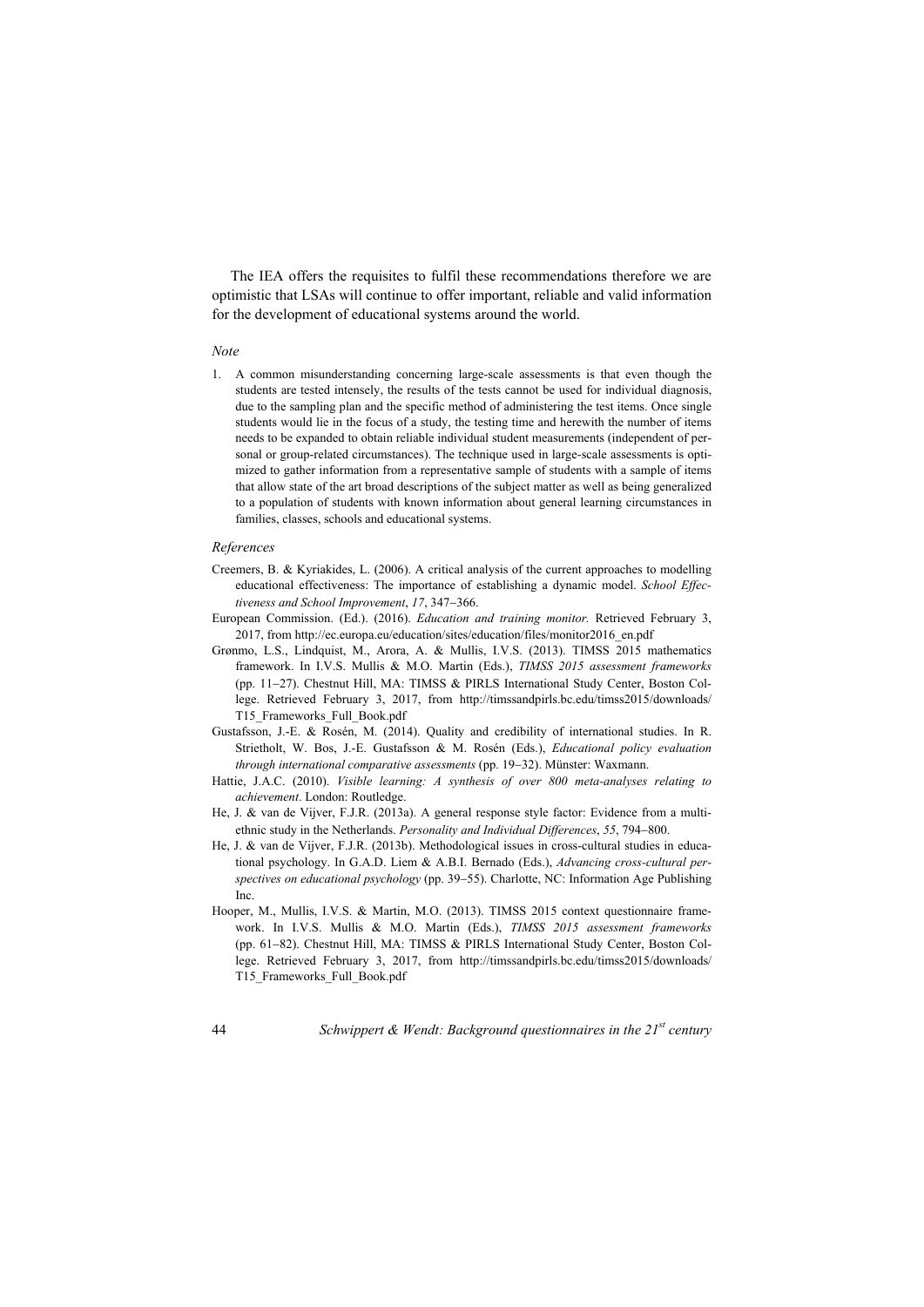The IEA offers the requisites to fulfil these recommendations therefore we are optimistic that LSAs will continue to offer important, reliable and valid information for the development of educational systems around the world.

*Note*

1. A common misunderstanding concerning large-scale assessments is that even though the students are tested intensely, the results of the tests cannot be used for individual diagnosis, due to the sampling plan and the specific method of administering the test items. Once single students would lie in the focus of a study, the testing time and herewith the number of items needs to be expanded to obtain reliable individual student measurements (independent of personal or group-related circumstances). The technique used in large-scale assessments is optimized to gather information from a representative sample of students with a sample of items that allow state of the art broad descriptions of the subject matter as well as being generalized to a population of students with known information about general learning circumstances in families, classes, schools and educational systems.

*References*

Creemers, B. & Kyriakides, L. (2006). A critical analysis of the current approaches to modelling educational effectiveness: The importance of establishing a dynamic model. *School Effectiveness and School Improvement*, *17*, 347–366.

European Commission. (Ed.). (2016). *Education and training monitor.* Retrieved February 3, 2017, from http://ec.europa.eu/education/sites/education/files/monitor2016_en.pdf

Grønmo, L.S., Lindquist, M., Arora, A. & Mullis, I.V.S. (2013). TIMSS 2015 mathematics framework. In I.V.S. Mullis & M.O. Martin (Eds.), *TIMSS 2015 assessment frameworks* (pp. 11–27). Chestnut Hill, MA: TIMSS & PIRLS International Study Center, Boston College. Retrieved February 3, 2017, from http://timssandpirls.bc.edu/timss2015/downloads/T15_Frameworks_Full_Book.pdf

Gustafsson, J.-E. & Rosén, M. (2014). Quality and credibility of international studies. In R. Strietholt, W. Bos, J.-E. Gustafsson & M. Rosén (Eds.), *Educational policy evaluation through international comparative assessments* (pp. 19–32). Münster: Waxmann.

Hattie, J.A.C. (2010). *Visible learning: A synthesis of over 800 meta-analyses relating to achievement*. London: Routledge.

He, J. & van de Vijver, F.J.R. (2013a). A general response style factor: Evidence from a multi-ethnic study in the Netherlands. *Personality and Individual Differences*, *55*, 794–800.

He, J. & van de Vijver, F.J.R. (2013b). Methodological issues in cross-cultural studies in educational psychology. In G.A.D. Liem & A.B.I. Bernado (Eds.), *Advancing cross-cultural perspectives on educational psychology* (pp. 39–55). Charlotte, NC: Information Age Publishing Inc.

Hooper, M., Mullis, I.V.S. & Martin, M.O. (2013). TIMSS 2015 context questionnaire framework. In I.V.S. Mullis & M.O. Martin (Eds.), *TIMSS 2015 assessment frameworks* (pp. 61–82). Chestnut Hill, MA: TIMSS & PIRLS International Study Center, Boston College. Retrieved February 3, 2017, from http://timssandpirls.bc.edu/timss2015/downloads/T15_Frameworks_Full_Book.pdf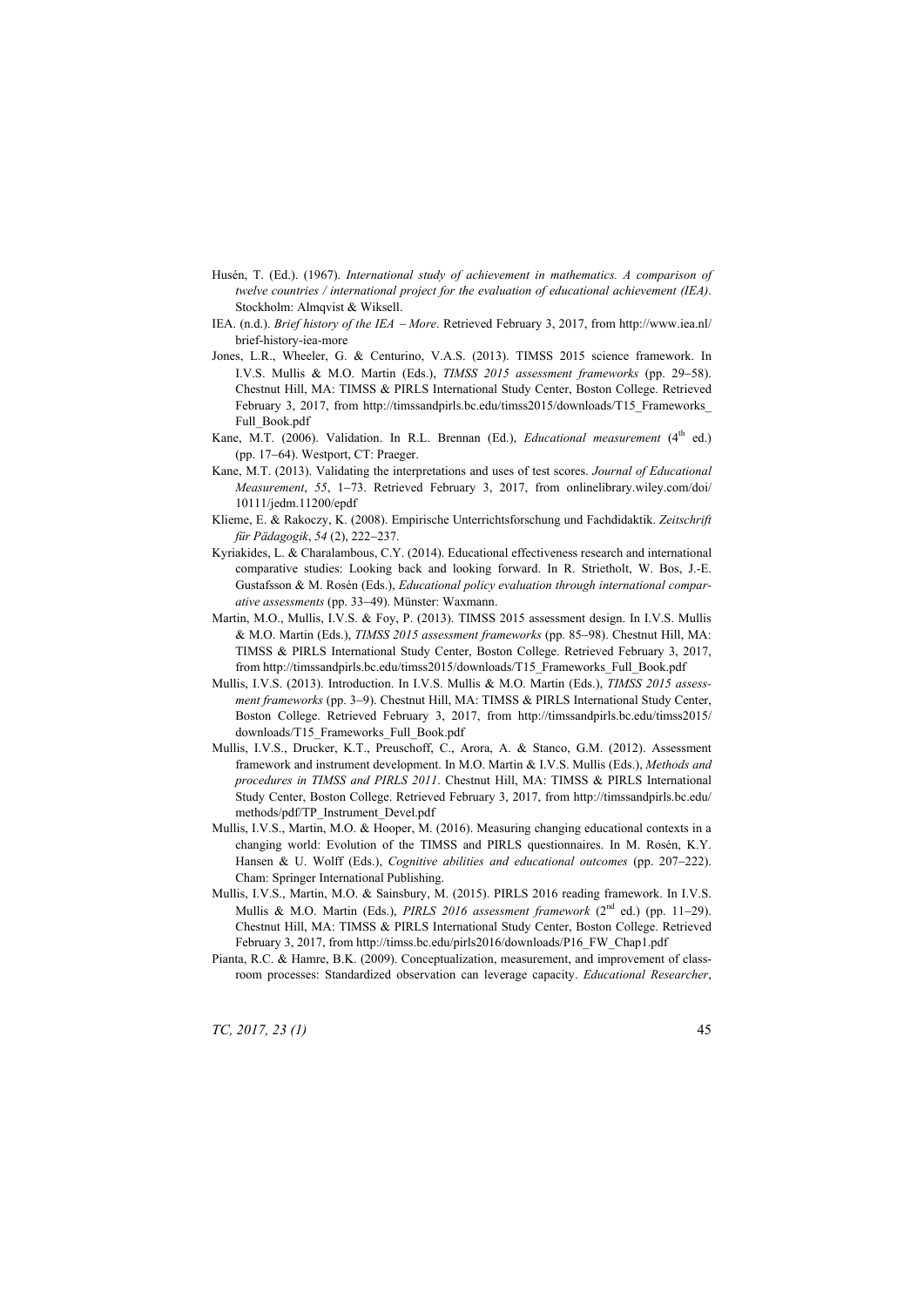Husén, T. (Ed.). (1967). *International study of achievement in mathematics. A comparison of twelve countries / international project for the evaluation of educational achievement (IEA)*. Stockholm: Almqvist & Wiksell.

IEA. (n.d.). *Brief history of the IEA – More*. Retrieved February 3, 2017, from http://www.iea.nl/brief-history-iea-more

Jones, L.R., Wheeler, G. & Centurino, V.A.S. (2013). TIMSS 2015 science framework. In I.V.S. Mullis & M.O. Martin (Eds.), *TIMSS 2015 assessment frameworks* (pp. 29–58). Chestnut Hill, MA: TIMSS & PIRLS International Study Center, Boston College. Retrieved February 3, 2017, from http://timssandpirls.bc.edu/timss2015/downloads/T15_Frameworks_Full_Book.pdf

Kane, M.T. (2006). Validation. In R.L. Brennan (Ed.), *Educational measurement* (4th ed.) (pp. 17–64). Westport, CT: Praeger.

Kane, M.T. (2013). Validating the interpretations and uses of test scores. *Journal of Educational Measurement*, *55*, 1–73. Retrieved February 3, 2017, from onlinelibrary.wiley.com/doi/10111/jedm.11200/epdf

Klieme, E. & Rakoczy, K. (2008). Empirische Unterrichtsforschung und Fachdidaktik. *Zeitschrift für Pädagogik*, *54* (2), 222–237.

Kyriakides, L. & Charalambous, C.Y. (2014). Educational effectiveness research and international comparative studies: Looking back and looking forward. In R. Strietholt, W. Bos, J.-E. Gustafsson & M. Rosén (Eds.), *Educational policy evaluation through international comparative assessments* (pp. 33–49). Münster: Waxmann.

Martin, M.O., Mullis, I.V.S. & Foy, P. (2013). TIMSS 2015 assessment design. In I.V.S. Mullis & M.O. Martin (Eds.), *TIMSS 2015 assessment frameworks* (pp. 85–98). Chestnut Hill, MA: TIMSS & PIRLS International Study Center, Boston College. Retrieved February 3, 2017, from http://timssandpirls.bc.edu/timss2015/downloads/T15_Frameworks_Full_Book.pdf

Mullis, I.V.S. (2013). Introduction. In I.V.S. Mullis & M.O. Martin (Eds.), *TIMSS 2015 assessment frameworks* (pp. 3–9). Chestnut Hill, MA: TIMSS & PIRLS International Study Center, Boston College. Retrieved February 3, 2017, from http://timssandpirls.bc.edu/timss2015/downloads/T15_Frameworks_Full_Book.pdf

Mullis, I.V.S., Drucker, K.T., Preuschoff, C., Arora, A. & Stanco, G.M. (2012). Assessment framework and instrument development. In M.O. Martin & I.V.S. Mullis (Eds.), *Methods and procedures in TIMSS and PIRLS 2011*. Chestnut Hill, MA: TIMSS & PIRLS International Study Center, Boston College. Retrieved February 3, 2017, from http://timssandpirls.bc.edu/methods/pdf/TP_Instrument_Devel.pdf

Mullis, I.V.S., Martin, M.O. & Hooper, M. (2016). Measuring changing educational contexts in a changing world: Evolution of the TIMSS and PIRLS questionnaires. In M. Rosén, K.Y. Hansen & U. Wolff (Eds.), *Cognitive abilities and educational outcomes* (pp. 207–222). Cham: Springer International Publishing.

Mullis, I.V.S., Martin, M.O. & Sainsbury, M. (2015). PIRLS 2016 reading framework. In I.V.S. Mullis & M.O. Martin (Eds.), *PIRLS 2016 assessment framework* (2nd ed.) (pp. 11–29). Chestnut Hill, MA: TIMSS & PIRLS International Study Center, Boston College. Retrieved February 3, 2017, from http://timss.bc.edu/pirls2016/downloads/P16_FW_Chap1.pdf

Pianta, R.C. & Hamre, B.K. (2009). Conceptualization, measurement, and improvement of classroom processes: Standardized observation can leverage capacity. *Educational Researcher*,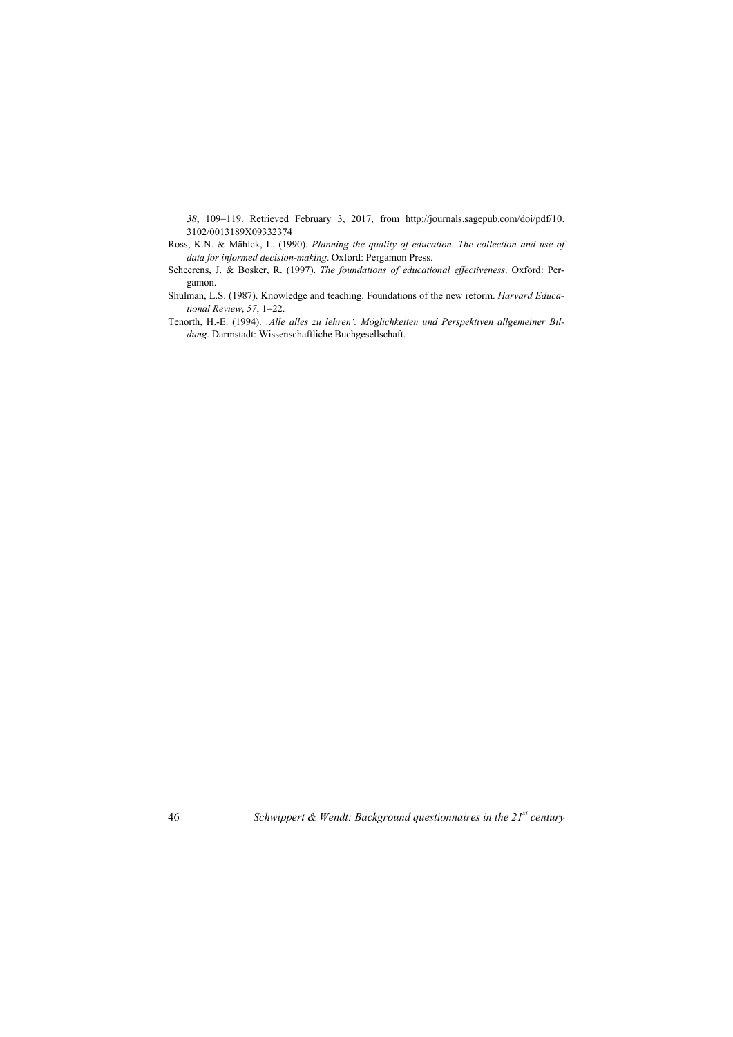*38*, 109–119. Retrieved February 3, 2017, from http://journals.sagepub.com/doi/pdf/10.3102/0013189X09332374

Ross, K.N. & Mählck, L. (1990). *Planning the quality of education. The collection and use of data for informed decision-making*. Oxford: Pergamon Press.

Scheerens, J. & Bosker, R. (1997). *The foundations of educational effectiveness*. Oxford: Pergamon.

Shulman, L.S. (1987). Knowledge and teaching. Foundations of the new reform. *Harvard Educational Review*, *57*, 1–22.

Tenorth, H.-E. (1994). *‚Alle alles zu lehren'. Möglichkeiten und Perspektiven allgemeiner Bildung*. Darmstadt: Wissenschaftliche Buchgesellschaft.